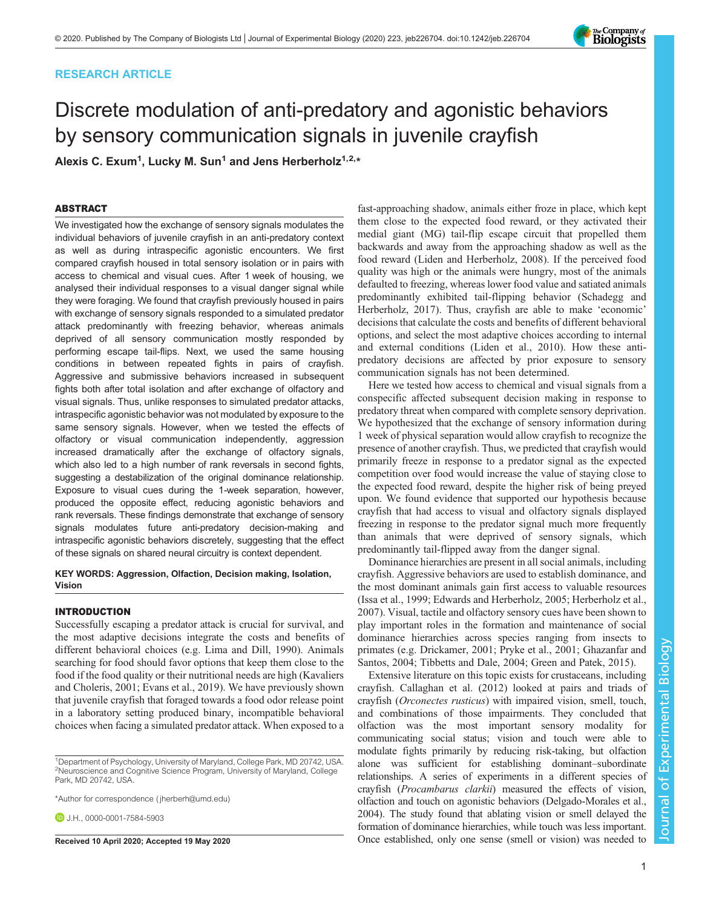RESEARCH ARTICLE

# Discrete modulation of anti-predatory and agonistic behaviors by sensory communication signals in juvenile crayfish

Alexis C. Exum[1], Lucky M. Sun[1] and Jens Herberholz[1,2,*]

## ABSTRACT

We investigated how the exchange of sensory signals modulates the individual behaviors of juvenile crayfish in an anti-predatory context as well as during intraspecific agonistic encounters. We first compared crayfish housed in total sensory isolation or in pairs with access to chemical and visual cues. After 1 week of housing, we analysed their individual responses to a visual danger signal while they were foraging. We found that crayfish previously housed in pairs with exchange of sensory signals responded to a simulated predator attack predominantly with freezing behavior, whereas animals deprived of all sensory communication mostly responded by performing escape tail-flips. Next, we used the same housing conditions in between repeated fights in pairs of crayfish. Aggressive and submissive behaviors increased in subsequent fights both after total isolation and after exchange of olfactory and visual signals. Thus, unlike responses to simulated predator attacks, intraspecific agonistic behavior was not modulated by exposure to the same sensory signals. However, when we tested the effects of olfactory or visual communication independently, aggression increased dramatically after the exchange of olfactory signals, which also led to a high number of rank reversals in second fights, suggesting a destabilization of the original dominance relationship. Exposure to visual cues during the 1-week separation, however, produced the opposite effect, reducing agonistic behaviors and rank reversals. These findings demonstrate that exchange of sensory signals modulates future anti-predatory decision-making and intraspecific agonistic behaviors discretely, suggesting that the effect of these signals on shared neural circuitry is context dependent.

**KEY WORDS:** Aggression, Olfaction, Decision making, Isolation, Vision

## INTRODUCTION

Successfully escaping a predator attack is crucial for survival, and the most adaptive decisions integrate the costs and benefits of different behavioral choices (e.g. Lima and Dill, 1990). Animals searching for food should favor options that keep them close to the food if the food quality or their nutritional needs are high (Kavaliers and Choleris, 2001; Evans et al., 2019). We have previously shown that juvenile crayfish that foraged towards a food odor release point in a laboratory setting produced binary, incompatible behavioral choices when facing a simulated predator attack. When exposed to a fast-approaching shadow, animals either froze in place, which kept them close to the expected food reward, or they activated their medial giant (MG) tail-flip escape circuit that propelled them backwards and away from the approaching shadow as well as the food reward (Liden and Herberholz, 2008). If the perceived food quality was high or the animals were hungry, most of the animals defaulted to freezing, whereas lower food value and satiated animals predominantly exhibited tail-flipping behavior (Schadegg and Herberholz, 2017). Thus, crayfish are able to make 'economic' decisions that calculate the costs and benefits of different behavioral options, and select the most adaptive choices according to internal and external conditions (Liden et al., 2010). How these anti-predatory decisions are affected by prior exposure to sensory communication signals has not been determined.

Here we tested how access to chemical and visual signals from a conspecific affected subsequent decision making in response to predatory threat when compared with complete sensory deprivation. We hypothesized that the exchange of sensory information during 1 week of physical separation would allow crayfish to recognize the presence of another crayfish. Thus, we predicted that crayfish would primarily freeze in response to a predator signal as the expected competition over food would increase the value of staying close to the expected food reward, despite the higher risk of being preyed upon. We found evidence that supported our hypothesis because crayfish that had access to visual and olfactory signals displayed freezing in response to the predator signal much more frequently than animals that were deprived of sensory signals, which predominantly tail-flipped away from the danger signal.

Dominance hierarchies are present in all social animals, including crayfish. Aggressive behaviors are used to establish dominance, and the most dominant animals gain first access to valuable resources (Issa et al., 1999; Edwards and Herberholz, 2005; Herberholz et al., 2007). Visual, tactile and olfactory sensory cues have been shown to play important roles in the formation and maintenance of social dominance hierarchies across species ranging from insects to primates (e.g. Drickamer, 2001; Pryke et al., 2001; Ghazanfar and Santos, 2004; Tibbetts and Dale, 2004; Green and Patek, 2015).

Extensive literature on this topic exists for crustaceans, including crayfish. Callaghan et al. (2012) looked at pairs and triads of crayfish (*Orconectes rusticus*) with impaired vision, smell, touch, and combinations of those impairments. They concluded that olfaction was the most important sensory modality for communicating social status; vision and touch were able to modulate fights primarily by reducing risk-taking, but olfaction alone was sufficient for establishing dominant–subordinate relationships. A series of experiments in a different species of crayfish (*Procambarus clarkii*) measured the effects of vision, olfaction and touch on agonistic behaviors (Delgado-Morales et al., 2004). The study found that ablating vision or smell delayed the formation of dominance hierarchies, while touch was less important. Once established, only one sense (smell or vision) was needed to

---

[1]Department of Psychology, University of Maryland, College Park, MD 20742, USA. [2]Neuroscience and Cognitive Science Program, University of Maryland, College Park, MD 20742, USA.

*Author for correspondence (jherberh@umd.edu)

J.H., 0000-0001-7584-5903

**Received 10 April 2020; Accepted 19 May 2020**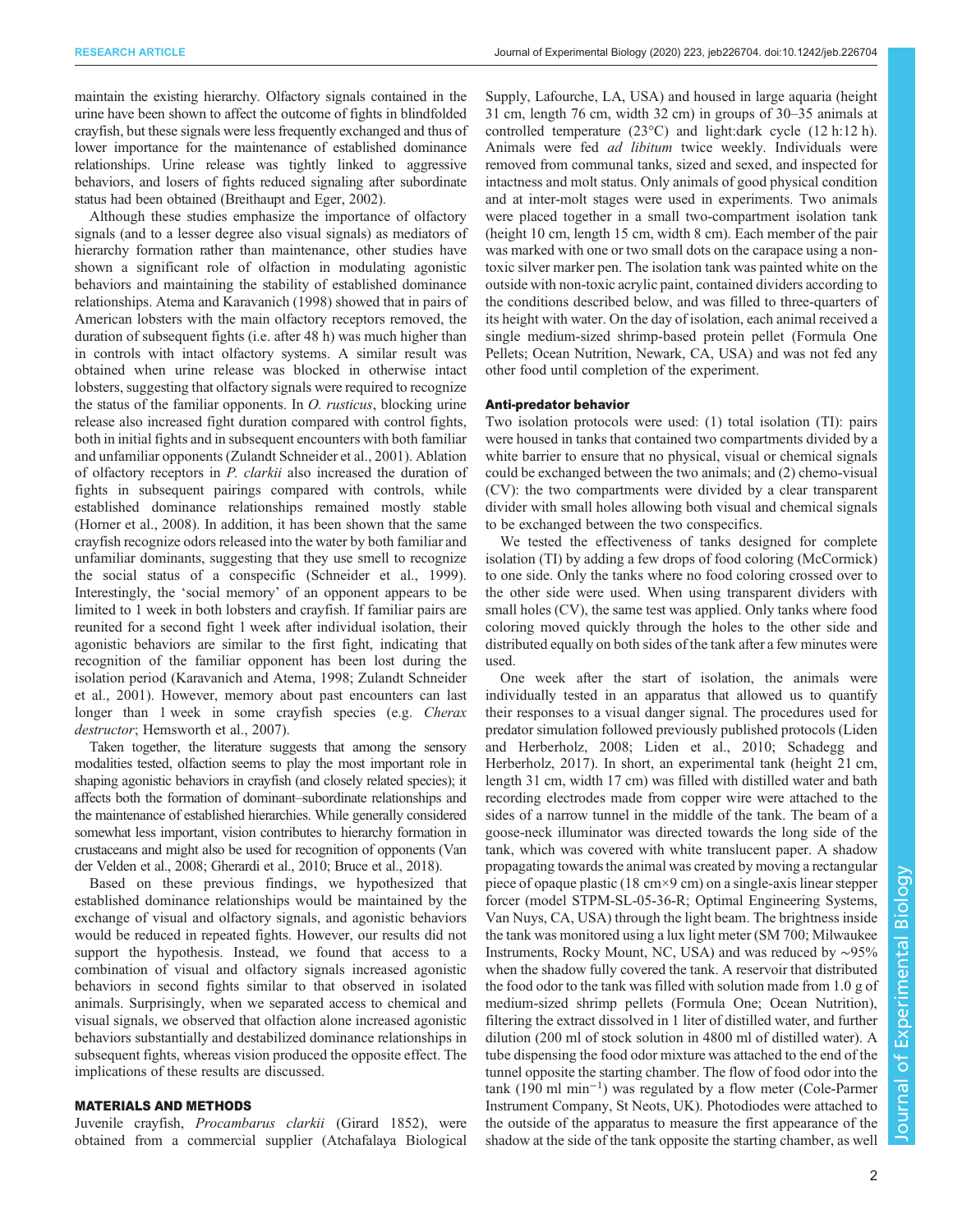maintain the existing hierarchy. Olfactory signals contained in the urine have been shown to affect the outcome of fights in blindfolded crayfish, but these signals were less frequently exchanged and thus of lower importance for the maintenance of established dominance relationships. Urine release was tightly linked to aggressive behaviors, and losers of fights reduced signaling after subordinate status had been obtained (Breithaupt and Eger, 2002).

Although these studies emphasize the importance of olfactory signals (and to a lesser degree also visual signals) as mediators of hierarchy formation rather than maintenance, other studies have shown a significant role of olfaction in modulating agonistic behaviors and maintaining the stability of established dominance relationships. Atema and Karavanich (1998) showed that in pairs of American lobsters with the main olfactory receptors removed, the duration of subsequent fights (i.e. after 48 h) was much higher than in controls with intact olfactory systems. A similar result was obtained when urine release was blocked in otherwise intact lobsters, suggesting that olfactory signals were required to recognize the status of the familiar opponents. In *O. rusticus*, blocking urine release also increased fight duration compared with control fights, both in initial fights and in subsequent encounters with both familiar and unfamiliar opponents (Zulandt Schneider et al., 2001). Ablation of olfactory receptors in *P. clarkii* also increased the duration of fights in subsequent pairings compared with controls, while established dominance relationships remained mostly stable (Horner et al., 2008). In addition, it has been shown that the same crayfish recognize odors released into the water by both familiar and unfamiliar dominants, suggesting that they use smell to recognize the social status of a conspecific (Schneider et al., 1999). Interestingly, the 'social memory' of an opponent appears to be limited to 1 week in both lobsters and crayfish. If familiar pairs are reunited for a second fight 1 week after individual isolation, their agonistic behaviors are similar to the first fight, indicating that recognition of the familiar opponent has been lost during the isolation period (Karavanich and Atema, 1998; Zulandt Schneider et al., 2001). However, memory about past encounters can last longer than 1 week in some crayfish species (e.g. *Cherax destructor*; Hemsworth et al., 2007).

Taken together, the literature suggests that among the sensory modalities tested, olfaction seems to play the most important role in shaping agonistic behaviors in crayfish (and closely related species); it affects both the formation of dominant–subordinate relationships and the maintenance of established hierarchies. While generally considered somewhat less important, vision contributes to hierarchy formation in crustaceans and might also be used for recognition of opponents (Van der Velden et al., 2008; Gherardi et al., 2010; Bruce et al., 2018).

Based on these previous findings, we hypothesized that established dominance relationships would be maintained by the exchange of visual and olfactory signals, and agonistic behaviors would be reduced in repeated fights. However, our results did not support the hypothesis. Instead, we found that access to a combination of visual and olfactory signals increased agonistic behaviors in second fights similar to that observed in isolated animals. Surprisingly, when we separated access to chemical and visual signals, we observed that olfaction alone increased agonistic behaviors substantially and destabilized dominance relationships in subsequent fights, whereas vision produced the opposite effect. The implications of these results are discussed.

## MATERIALS AND METHODS

Juvenile crayfish, *Procambarus clarkii* (Girard 1852), were obtained from a commercial supplier (Atchafalaya Biological Supply, Lafourche, LA, USA) and housed in large aquaria (height 31 cm, length 76 cm, width 32 cm) in groups of 30–35 animals at controlled temperature (23°C) and light:dark cycle (12 h:12 h). Animals were fed *ad libitum* twice weekly. Individuals were removed from communal tanks, sized and sexed, and inspected for intactness and molt status. Only animals of good physical condition and at inter-molt stages were used in experiments. Two animals were placed together in a small two-compartment isolation tank (height 10 cm, length 15 cm, width 8 cm). Each member of the pair was marked with one or two small dots on the carapace using a non-toxic silver marker pen. The isolation tank was painted white on the outside with non-toxic acrylic paint, contained dividers according to the conditions described below, and was filled to three-quarters of its height with water. On the day of isolation, each animal received a single medium-sized shrimp-based protein pellet (Formula One Pellets; Ocean Nutrition, Newark, CA, USA) and was not fed any other food until completion of the experiment.

### Anti-predator behavior

Two isolation protocols were used: (1) total isolation (TI): pairs were housed in tanks that contained two compartments divided by a white barrier to ensure that no physical, visual or chemical signals could be exchanged between the two animals; and (2) chemo-visual (CV): the two compartments were divided by a clear transparent divider with small holes allowing both visual and chemical signals to be exchanged between the two conspecifics.

We tested the effectiveness of tanks designed for complete isolation (TI) by adding a few drops of food coloring (McCormick) to one side. Only the tanks where no food coloring crossed over to the other side were used. When using transparent dividers with small holes (CV), the same test was applied. Only tanks where food coloring moved quickly through the holes to the other side and distributed equally on both sides of the tank after a few minutes were used.

One week after the start of isolation, the animals were individually tested in an apparatus that allowed us to quantify their responses to a visual danger signal. The procedures used for predator simulation followed previously published protocols (Liden and Herberholz, 2008; Liden et al., 2010; Schadegg and Herberholz, 2017). In short, an experimental tank (height 21 cm, length 31 cm, width 17 cm) was filled with distilled water and bath recording electrodes made from copper wire were attached to the sides of a narrow tunnel in the middle of the tank. The beam of a goose-neck illuminator was directed towards the long side of the tank, which was covered with white translucent paper. A shadow propagating towards the animal was created by moving a rectangular piece of opaque plastic (18 cm×9 cm) on a single-axis linear stepper forcer (model STPM-SL-05-36-R; Optimal Engineering Systems, Van Nuys, CA, USA) through the light beam. The brightness inside the tank was monitored using a lux light meter (SM 700; Milwaukee Instruments, Rocky Mount, NC, USA) and was reduced by ∼95% when the shadow fully covered the tank. A reservoir that distributed the food odor to the tank was filled with solution made from 1.0 g of medium-sized shrimp pellets (Formula One; Ocean Nutrition), filtering the extract dissolved in 1 liter of distilled water, and further dilution (200 ml of stock solution in 4800 ml of distilled water). A tube dispensing the food odor mixture was attached to the end of the tunnel opposite the starting chamber. The flow of food odor into the tank (190 ml $min^{-1}$) was regulated by a flow meter (Cole-Parmer Instrument Company, St Neots, UK). Photodiodes were attached to the outside of the apparatus to measure the first appearance of the shadow at the side of the tank opposite the starting chamber, as well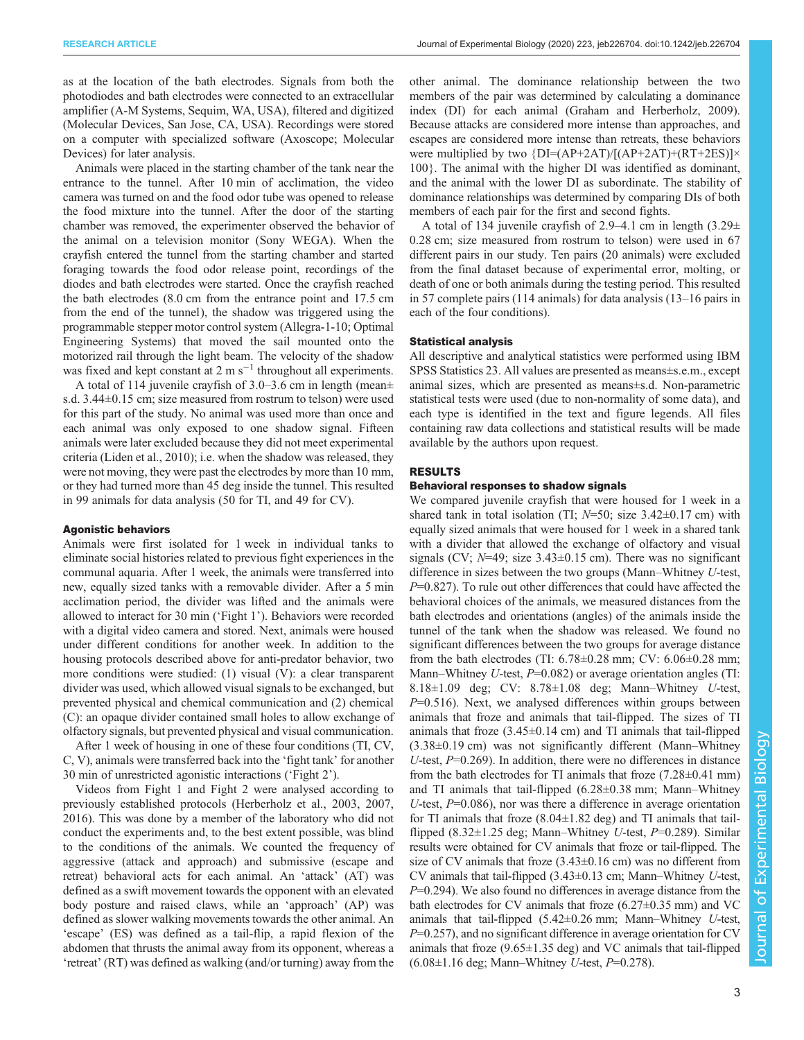as at the location of the bath electrodes. Signals from both the photodiodes and bath electrodes were connected to an extracellular amplifier (A-M Systems, Sequim, WA, USA), filtered and digitized (Molecular Devices, San Jose, CA, USA). Recordings were stored on a computer with specialized software (Axoscope; Molecular Devices) for later analysis.

Animals were placed in the starting chamber of the tank near the entrance to the tunnel. After 10 min of acclimation, the video camera was turned on and the food odor tube was opened to release the food mixture into the tunnel. After the door of the starting chamber was removed, the experimenter observed the behavior of the animal on a television monitor (Sony WEGA). When the crayfish entered the tunnel from the starting chamber and started foraging towards the food odor release point, recordings of the diodes and bath electrodes were started. Once the crayfish reached the bath electrodes (8.0 cm from the entrance point and 17.5 cm from the end of the tunnel), the shadow was triggered using the programmable stepper motor control system (Allegra-1-10; Optimal Engineering Systems) that moved the sail mounted onto the motorized rail through the light beam. The velocity of the shadow was fixed and kept constant at 2 m s$^{-1}$ throughout all experiments.

A total of 114 juvenile crayfish of 3.0–3.6 cm in length (mean± s.d. 3.44±0.15 cm; size measured from rostrum to telson) were used for this part of the study. No animal was used more than once and each animal was only exposed to one shadow signal. Fifteen animals were later excluded because they did not meet experimental criteria (Liden et al., 2010); i.e. when the shadow was released, they were not moving, they were past the electrodes by more than 10 mm, or they had turned more than 45 deg inside the tunnel. This resulted in 99 animals for data analysis (50 for TI, and 49 for CV).

### Agonistic behaviors

Animals were first isolated for 1 week in individual tanks to eliminate social histories related to previous fight experiences in the communal aquaria. After 1 week, the animals were transferred into new, equally sized tanks with a removable divider. After a 5 min acclimation period, the divider was lifted and the animals were allowed to interact for 30 min ('Fight 1'). Behaviors were recorded with a digital video camera and stored. Next, animals were housed under different conditions for another week. In addition to the housing protocols described above for anti-predator behavior, two more conditions were studied: (1) visual (V): a clear transparent divider was used, which allowed visual signals to be exchanged, but prevented physical and chemical communication and (2) chemical (C): an opaque divider contained small holes to allow exchange of olfactory signals, but prevented physical and visual communication.

After 1 week of housing in one of these four conditions (TI, CV, C, V), animals were transferred back into the 'fight tank' for another 30 min of unrestricted agonistic interactions ('Fight 2').

Videos from Fight 1 and Fight 2 were analysed according to previously established protocols (Herberholz et al., 2003, 2007, 2016). This was done by a member of the laboratory who did not conduct the experiments and, to the best extent possible, was blind to the conditions of the animals. We counted the frequency of aggressive (attack and approach) and submissive (escape and retreat) behavioral acts for each animal. An 'attack' (AT) was defined as a swift movement towards the opponent with an elevated body posture and raised claws, while an 'approach' (AP) was defined as slower walking movements towards the other animal. An 'escape' (ES) was defined as a tail-flip, a rapid flexion of the abdomen that thrusts the animal away from its opponent, whereas a 'retreat' (RT) was defined as walking (and/or turning) away from the other animal. The dominance relationship between the two members of the pair was determined by calculating a dominance index (DI) for each animal (Graham and Herberholz, 2009). Because attacks are considered more intense than approaches, and escapes are considered more intense than retreats, these behaviors were multiplied by two $\{DI=(AP+2AT)/[(AP+2AT)+(RT+2ES)]\times 100\}$. The animal with the higher DI was identified as dominant, and the animal with the lower DI as subordinate. The stability of dominance relationships was determined by comparing DIs of both members of each pair for the first and second fights.

A total of 134 juvenile crayfish of 2.9–4.1 cm in length (3.29± 0.28 cm; size measured from rostrum to telson) were used in 67 different pairs in our study. Ten pairs (20 animals) were excluded from the final dataset because of experimental error, molting, or death of one or both animals during the testing period. This resulted in 57 complete pairs (114 animals) for data analysis (13–16 pairs in each of the four conditions).

### Statistical analysis

All descriptive and analytical statistics were performed using IBM SPSS Statistics 23. All values are presented as means±s.e.m., except animal sizes, which are presented as means±s.d. Non-parametric statistical tests were used (due to non-normality of some data), and each type is identified in the text and figure legends. All files containing raw data collections and statistical results will be made available by the authors upon request.

## RESULTS

### Behavioral responses to shadow signals

We compared juvenile crayfish that were housed for 1 week in a shared tank in total isolation (TI; $N$=50; size 3.42±0.17 cm) with equally sized animals that were housed for 1 week in a shared tank with a divider that allowed the exchange of olfactory and visual signals (CV; $N$=49; size 3.43±0.15 cm). There was no significant difference in sizes between the two groups (Mann–Whitney $U$-test, $P$=0.827). To rule out other differences that could have affected the behavioral choices of the animals, we measured distances from the bath electrodes and orientations (angles) of the animals inside the tunnel of the tank when the shadow was released. We found no significant differences between the two groups for average distance from the bath electrodes (TI: 6.78±0.28 mm; CV: 6.06±0.28 mm; Mann–Whitney $U$-test, $P$=0.082) or average orientation angles (TI: 8.18±1.09 deg; CV: 8.78±1.08 deg; Mann–Whitney $U$-test, $P$=0.516). Next, we analysed differences within groups between animals that froze and animals that tail-flipped. The sizes of TI animals that froze (3.45±0.14 cm) and TI animals that tail-flipped (3.38±0.19 cm) was not significantly different (Mann–Whitney $U$-test, $P$=0.269). In addition, there were no differences in distance from the bath electrodes for TI animals that froze (7.28±0.41 mm) and TI animals that tail-flipped (6.28±0.38 mm; Mann–Whitney $U$-test, $P$=0.086), nor was there a difference in average orientation for TI animals that froze (8.04±1.82 deg) and TI animals that tail-flipped (8.32±1.25 deg; Mann–Whitney $U$-test, $P$=0.289). Similar results were obtained for CV animals that froze or tail-flipped. The size of CV animals that froze (3.43±0.16 cm) was no different from CV animals that tail-flipped (3.43±0.13 cm; Mann–Whitney $U$-test, $P$=0.294). We also found no differences in average distance from the bath electrodes for CV animals that froze (6.27±0.35 mm) and VC animals that tail-flipped (5.42±0.26 mm; Mann–Whitney $U$-test, $P$=0.257), and no significant difference in average orientation for CV animals that froze (9.65±1.35 deg) and VC animals that tail-flipped (6.08±1.16 deg; Mann–Whitney $U$-test, $P$=0.278).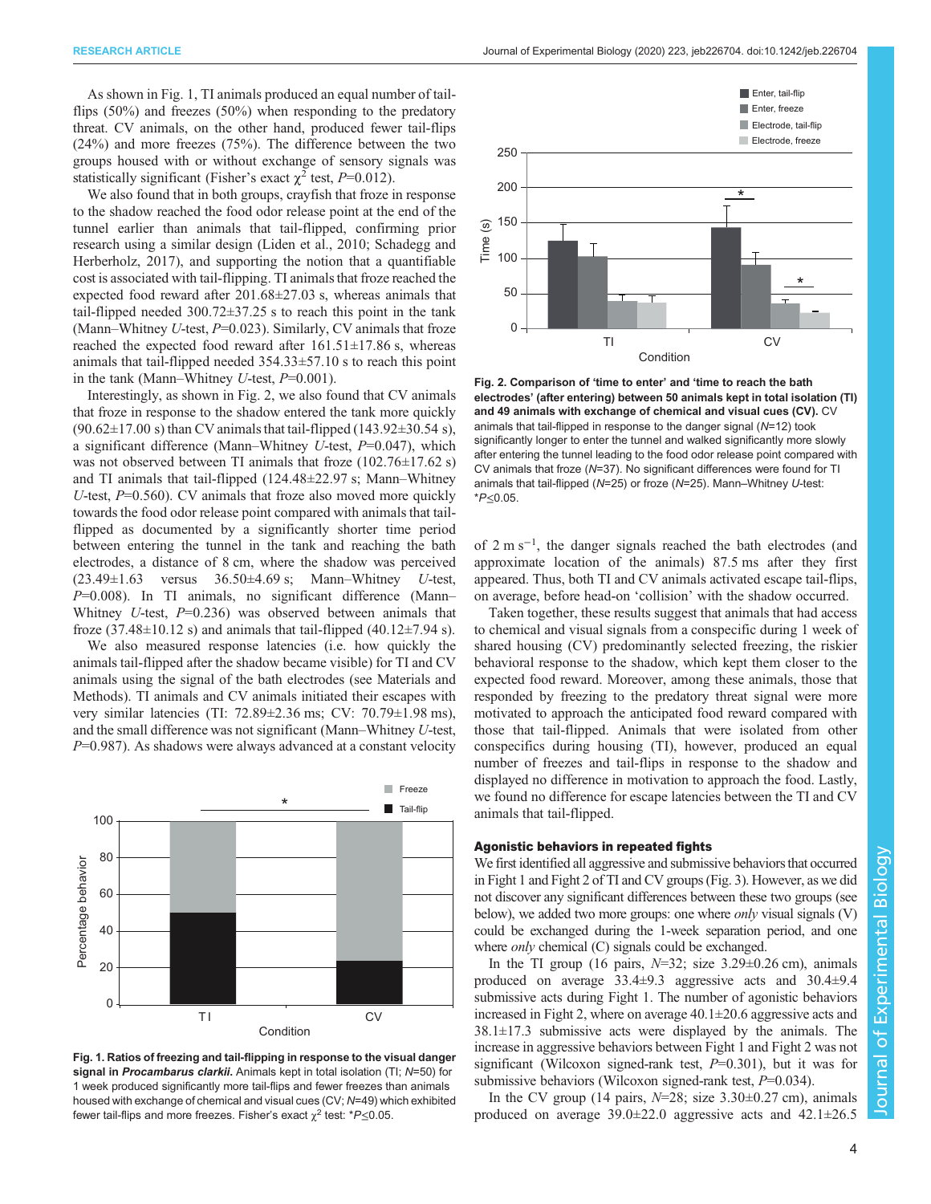As shown in Fig. 1, TI animals produced an equal number of tail-flips (50%) and freezes (50%) when responding to the predatory threat. CV animals, on the other hand, produced fewer tail-flips (24%) and more freezes (75%). The difference between the two groups housed with or without exchange of sensory signals was statistically significant (Fisher's exact $\chi^2$ test, $P$=0.012).

We also found that in both groups, crayfish that froze in response to the shadow reached the food odor release point at the end of the tunnel earlier than animals that tail-flipped, confirming prior research using a similar design (Liden et al., 2010; Schadegg and Herberholz, 2017), and supporting the notion that a quantifiable cost is associated with tail-flipping. TI animals that froze reached the expected food reward after 201.68±27.03 s, whereas animals that tail-flipped needed 300.72±37.25 s to reach this point in the tank (Mann–Whitney $U$-test, $P$=0.023). Similarly, CV animals that froze reached the expected food reward after 161.51±17.86 s, whereas animals that tail-flipped needed 354.33±57.10 s to reach this point in the tank (Mann–Whitney $U$-test, $P$=0.001).

Interestingly, as shown in Fig. 2, we also found that CV animals that froze in response to the shadow entered the tank more quickly (90.62±17.00 s) than CV animals that tail-flipped (143.92±30.54 s), a significant difference (Mann–Whitney $U$-test, $P$=0.047), which was not observed between TI animals that froze (102.76±17.62 s) and TI animals that tail-flipped (124.48±22.97 s; Mann–Whitney $U$-test, $P$=0.560). CV animals that froze also moved more quickly towards the food odor release point compared with animals that tail-flipped as documented by a significantly shorter time period between entering the tunnel in the tank and reaching the bath electrodes, a distance of 8 cm, where the shadow was perceived (23.49±1.63 versus 36.50±4.69 s; Mann–Whitney $U$-test, $P$=0.008). In TI animals, no significant difference (Mann–Whitney $U$-test, $P$=0.236) was observed between animals that froze (37.48±10.12 s) and animals that tail-flipped (40.12±7.94 s).

We also measured response latencies (i.e. how quickly the animals tail-flipped after the shadow became visible) for TI and CV animals using the signal of the bath electrodes (see Materials and Methods). TI animals and CV animals initiated their escapes with very similar latencies (TI: 72.89±2.36 ms; CV: 70.79±1.98 ms), and the small difference was not significant (Mann–Whitney $U$-test, $P$=0.987). As shadows were always advanced at a constant velocity of $2\ \mathrm{m\ s^{-1}}$, the danger signals reached the bath electrodes (and approximate location of the animals) 87.5 ms after they first appeared. Thus, both TI and CV animals activated escape tail-flips, on average, before head-on 'collision' with the shadow occurred.

**Fig. 1. Ratios of freezing and tail-flipping in response to the visual danger signal in *Procambarus clarkii*.** Animals kept in total isolation (TI; $N$=50) for 1 week produced significantly more tail-flips and fewer freezes than animals housed with exchange of chemical and visual cues (CV; $N$=49) which exhibited fewer tail-flips and more freezes. Fisher's exact $\chi^2$ test: *$P$≤0.05.

**Fig. 2. Comparison of 'time to enter' and 'time to reach the bath electrodes' (after entering) between 50 animals kept in total isolation (TI) and 49 animals with exchange of chemical and visual cues (CV).** CV animals that tail-flipped in response to the danger signal ($N$=12) took significantly longer to enter the tunnel and walked significantly more slowly after entering the tunnel leading to the food odor release point compared with CV animals that froze ($N$=37). No significant differences were found for TI animals that tail-flipped ($N$=25) or froze ($N$=25). Mann–Whitney $U$-test: *$P$≤0.05.

Taken together, these results suggest that animals that had access to chemical and visual signals from a conspecific during 1 week of shared housing (CV) predominantly selected freezing, the riskier behavioral response to the shadow, which kept them closer to the expected food reward. Moreover, among these animals, those that responded by freezing to the predatory threat signal were more motivated to approach the anticipated food reward compared with those that tail-flipped. Animals that were isolated from other conspecifics during housing (TI), however, produced an equal number of freezes and tail-flips in response to the shadow and displayed no difference in motivation to approach the food. Lastly, we found no difference for escape latencies between the TI and CV animals that tail-flipped.

### Agonistic behaviors in repeated fights

We first identified all aggressive and submissive behaviors that occurred in Fight 1 and Fight 2 of TI and CV groups (Fig. 3). However, as we did not discover any significant differences between these two groups (see below), we added two more groups: one where *only* visual signals (V) could be exchanged during the 1-week separation period, and one where *only* chemical (C) signals could be exchanged.

In the TI group (16 pairs, $N$=32; size 3.29±0.26 cm), animals produced on average 33.4±9.3 aggressive acts and 30.4±9.4 submissive acts during Fight 1. The number of agonistic behaviors increased in Fight 2, where on average 40.1±20.6 aggressive acts and 38.1±17.3 submissive acts were displayed by the animals. The increase in aggressive behaviors between Fight 1 and Fight 2 was not significant (Wilcoxon signed-rank test, $P$=0.301), but it was for submissive behaviors (Wilcoxon signed-rank test, $P$=0.034).

In the CV group (14 pairs, $N$=28; size 3.30±0.27 cm), animals produced on average 39.0±22.0 aggressive acts and 42.1±26.5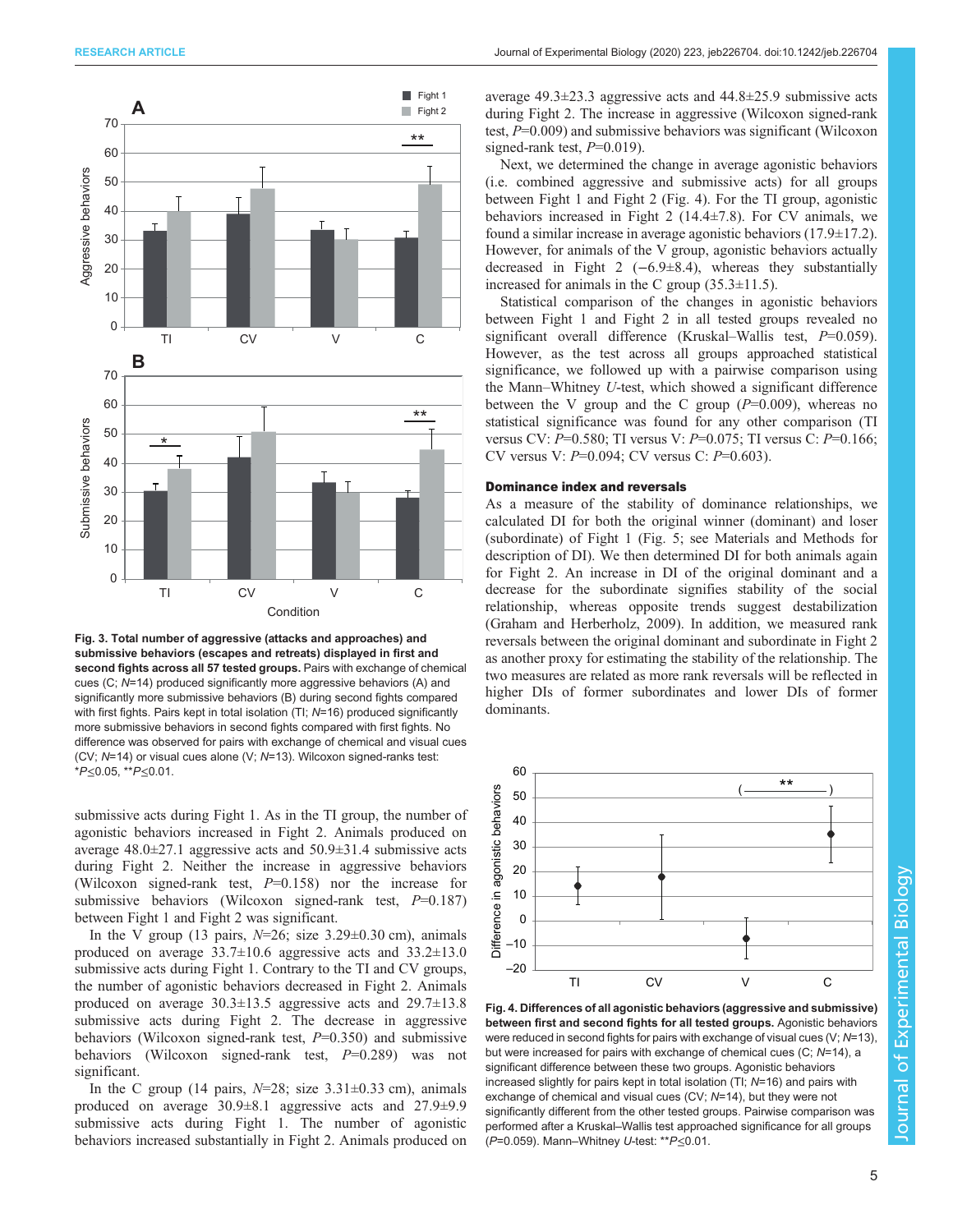**Fig. 3. Total number of aggressive (attacks and approaches) and submissive behaviors (escapes and retreats) displayed in first and second fights across all 57 tested groups.** Pairs with exchange of chemical cues (C; $N$=14) produced significantly more aggressive behaviors (A) and significantly more submissive behaviors (B) during second fights compared with first fights. Pairs kept in total isolation (TI; $N$=16) produced significantly more submissive behaviors in second fights compared with first fights. No difference was observed for pairs with exchange of chemical and visual cues (CV; $N$=14) or visual cues alone (V; $N$=13). Wilcoxon signed-ranks test: *$P$≤0.05, **$P$≤0.01.

submissive acts during Fight 1. As in the TI group, the number of agonistic behaviors increased in Fight 2. Animals produced on average 48.0±27.1 aggressive acts and 50.9±31.4 submissive acts during Fight 2. Neither the increase in aggressive behaviors (Wilcoxon signed-rank test, $P$=0.158) nor the increase for submissive behaviors (Wilcoxon signed-rank test, $P$=0.187) between Fight 1 and Fight 2 was significant.

In the V group (13 pairs, $N$=26; size 3.29±0.30 cm), animals produced on average 33.7±10.6 aggressive acts and 33.2±13.0 submissive acts during Fight 1. Contrary to the TI and CV groups, the number of agonistic behaviors decreased in Fight 2. Animals produced on average 30.3±13.5 aggressive acts and 29.7±13.8 submissive acts during Fight 2. The decrease in aggressive behaviors (Wilcoxon signed-rank test, $P$=0.350) and submissive behaviors (Wilcoxon signed-rank test, $P$=0.289) was not significant.

In the C group (14 pairs, $N$=28; size 3.31±0.33 cm), animals produced on average 30.9±8.1 aggressive acts and 27.9±9.9 submissive acts during Fight 1. The number of agonistic behaviors increased substantially in Fight 2. Animals produced on average 49.3±23.3 aggressive acts and 44.8±25.9 submissive acts during Fight 2. The increase in aggressive (Wilcoxon signed-rank test, $P$=0.009) and submissive behaviors was significant (Wilcoxon signed-rank test, $P$=0.019).

Next, we determined the change in average agonistic behaviors (i.e. combined aggressive and submissive acts) for all groups between Fight 1 and Fight 2 (Fig. 4). For the TI group, agonistic behaviors increased in Fight 2 (14.4±7.8). For CV animals, we found a similar increase in average agonistic behaviors (17.9±17.2). However, for animals of the V group, agonistic behaviors actually decreased in Fight 2 (−6.9±8.4), whereas they substantially increased for animals in the C group (35.3±11.5).

Statistical comparison of the changes in agonistic behaviors between Fight 1 and Fight 2 in all tested groups revealed no significant overall difference (Kruskal–Wallis test, $P$=0.059). However, as the test across all groups approached statistical significance, we followed up with a pairwise comparison using the Mann–Whitney $U$-test, which showed a significant difference between the V group and the C group ($P$=0.009), whereas no statistical significance was found for any other comparison (TI versus CV: $P$=0.580; TI versus V: $P$=0.075; TI versus C: $P$=0.166; CV versus V: $P$=0.094; CV versus C: $P$=0.603).

### Dominance index and reversals

As a measure of the stability of dominance relationships, we calculated DI for both the original winner (dominant) and loser (subordinate) of Fight 1 (Fig. 5; see Materials and Methods for description of DI). We then determined DI for both animals again for Fight 2. An increase in DI of the original dominant and a decrease for the subordinate signifies stability of the social relationship, whereas opposite trends suggest destabilization (Graham and Herberholz, 2009). In addition, we measured rank reversals between the original dominant and subordinate in Fight 2 as another proxy for estimating the stability of the relationship. The two measures are related as more rank reversals will be reflected in higher DIs of former subordinates and lower DIs of former dominants.

**Fig. 4. Differences of all agonistic behaviors (aggressive and submissive) between first and second fights for all tested groups.** Agonistic behaviors were reduced in second fights for pairs with exchange of visual cues (V; $N$=13), but were increased for pairs with exchange of chemical cues (C; $N$=14), a significant difference between these two groups. Agonistic behaviors increased slightly for pairs kept in total isolation (TI; $N$=16) and pairs with exchange of chemical and visual cues (CV; $N$=14), but they were not significantly different from the other tested groups. Pairwise comparison was performed after a Kruskal–Wallis test approached significance for all groups ($P$=0.059). Mann–Whitney $U$-test: **$P$≤0.01.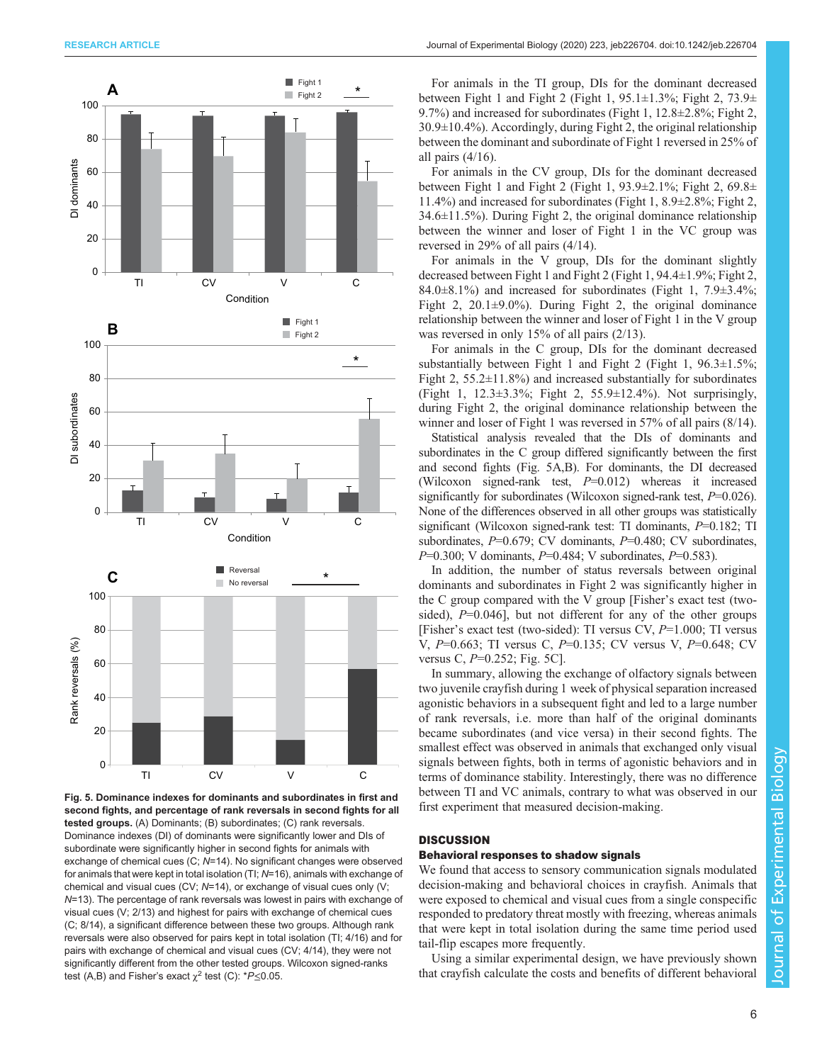Fig. 5. Dominance indexes for dominants and subordinates in first and second fights, and percentage of rank reversals in second fights for all tested groups. (A) Dominants; (B) subordinates; (C) rank reversals. Dominance indexes (DI) of dominants were significantly lower and DIs of subordinate were significantly higher in second fights for animals with exchange of chemical cues (C; $N$=14). No significant changes were observed for animals that were kept in total isolation (TI; $N$=16), animals with exchange of chemical and visual cues (CV; $N$=14), or exchange of visual cues only (V; $N$=13). The percentage of rank reversals was lowest in pairs with exchange of visual cues (V; 2/13) and highest for pairs with exchange of chemical cues (C; 8/14), a significant difference between these two groups. Although rank reversals were also observed for pairs kept in total isolation (TI; 4/16) and for pairs with exchange of chemical and visual cues (CV; 4/14), they were not significantly different from the other tested groups. Wilcoxon signed-ranks test (A,B) and Fisher's exact $\chi^2$ test (C): \*$P$≤0.05.

For animals in the TI group, DIs for the dominant decreased between Fight 1 and Fight 2 (Fight 1, 95.1±1.3%; Fight 2, 73.9±9.7%) and increased for subordinates (Fight 1, 12.8±2.8%; Fight 2, 30.9±10.4%). Accordingly, during Fight 2, the original relationship between the dominant and subordinate of Fight 1 reversed in 25% of all pairs (4/16).

For animals in the CV group, DIs for the dominant decreased between Fight 1 and Fight 2 (Fight 1, 93.9±2.1%; Fight 2, 69.8±11.4%) and increased for subordinates (Fight 1, 8.9±2.8%; Fight 2, 34.6±11.5%). During Fight 2, the original dominance relationship between the winner and loser of Fight 1 in the VC group was reversed in 29% of all pairs (4/14).

For animals in the V group, DIs for the dominant slightly decreased between Fight 1 and Fight 2 (Fight 1, 94.4±1.9%; Fight 2, 84.0±8.1%) and increased for subordinates (Fight 1, 7.9±3.4%; Fight 2, 20.1±9.0%). During Fight 2, the original dominance relationship between the winner and loser of Fight 1 in the V group was reversed in only 15% of all pairs (2/13).

For animals in the C group, DIs for the dominant decreased substantially between Fight 1 and Fight 2 (Fight 1, 96.3±1.5%; Fight 2, 55.2±11.8%) and increased substantially for subordinates (Fight 1, 12.3±3.3%; Fight 2, 55.9±12.4%). Not surprisingly, during Fight 2, the original dominance relationship between the winner and loser of Fight 1 was reversed in 57% of all pairs (8/14).

Statistical analysis revealed that the DIs of dominants and subordinates in the C group differed significantly between the first and second fights (Fig. 5A,B). For dominants, the DI decreased (Wilcoxon signed-rank test, $P$=0.012) whereas it increased significantly for subordinates (Wilcoxon signed-rank test, $P$=0.026). None of the differences observed in all other groups was statistically significant (Wilcoxon signed-rank test: TI dominants, $P$=0.182; TI subordinates, $P$=0.679; CV dominants, $P$=0.480; CV subordinates, $P$=0.300; V dominants, $P$=0.484; V subordinates, $P$=0.583).

In addition, the number of status reversals between original dominants and subordinates in Fight 2 was significantly higher in the C group compared with the V group [Fisher's exact test (two-sided), $P$=0.046], but not different for any of the other groups [Fisher's exact test (two-sided): TI versus CV, $P$=1.000; TI versus V, $P$=0.663; TI versus C, $P$=0.135; CV versus V, $P$=0.648; CV versus C, $P$=0.252; Fig. 5C].

In summary, allowing the exchange of olfactory signals between two juvenile crayfish during 1 week of physical separation increased agonistic behaviors in a subsequent fight and led to a large number of rank reversals, i.e. more than half of the original dominants became subordinates (and vice versa) in their second fights. The smallest effect was observed in animals that exchanged only visual signals between fights, both in terms of agonistic behaviors and in terms of dominance stability. Interestingly, there was no difference between TI and VC animals, contrary to what was observed in our first experiment that measured decision-making.

## DISCUSSION

### Behavioral responses to shadow signals

We found that access to sensory communication signals modulated decision-making and behavioral choices in crayfish. Animals that were exposed to chemical and visual cues from a single conspecific responded to predatory threat mostly with freezing, whereas animals that were kept in total isolation during the same time period used tail-flip escapes more frequently.

Using a similar experimental design, we have previously shown that crayfish calculate the costs and benefits of different behavioral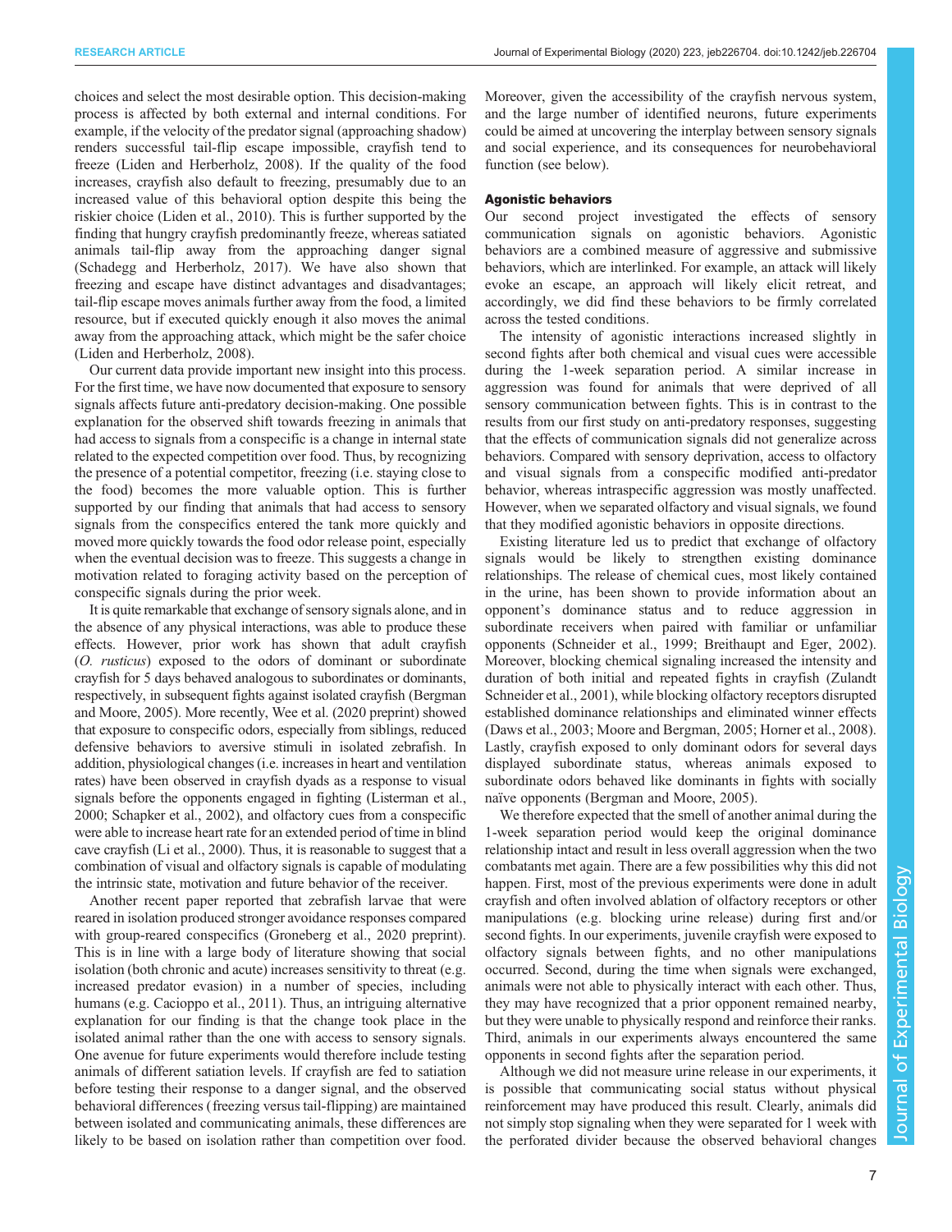choices and select the most desirable option. This decision-making process is affected by both external and internal conditions. For example, if the velocity of the predator signal (approaching shadow) renders successful tail-flip escape impossible, crayfish tend to freeze (Liden and Herberholz, 2008). If the quality of the food increases, crayfish also default to freezing, presumably due to an increased value of this behavioral option despite this being the riskier choice (Liden et al., 2010). This is further supported by the finding that hungry crayfish predominantly freeze, whereas satiated animals tail-flip away from the approaching danger signal (Schadegg and Herberholz, 2017). We have also shown that freezing and escape have distinct advantages and disadvantages; tail-flip escape moves animals further away from the food, a limited resource, but if executed quickly enough it also moves the animal away from the approaching attack, which might be the safer choice (Liden and Herberholz, 2008).

Our current data provide important new insight into this process. For the first time, we have now documented that exposure to sensory signals affects future anti-predatory decision-making. One possible explanation for the observed shift towards freezing in animals that had access to signals from a conspecific is a change in internal state related to the expected competition over food. Thus, by recognizing the presence of a potential competitor, freezing (i.e. staying close to the food) becomes the more valuable option. This is further supported by our finding that animals that had access to sensory signals from the conspecifics entered the tank more quickly and moved more quickly towards the food odor release point, especially when the eventual decision was to freeze. This suggests a change in motivation related to foraging activity based on the perception of conspecific signals during the prior week.

It is quite remarkable that exchange of sensory signals alone, and in the absence of any physical interactions, was able to produce these effects. However, prior work has shown that adult crayfish (*O. rusticus*) exposed to the odors of dominant or subordinate crayfish for 5 days behaved analogous to subordinates or dominants, respectively, in subsequent fights against isolated crayfish (Bergman and Moore, 2005). More recently, Wee et al. (2020 preprint) showed that exposure to conspecific odors, especially from siblings, reduced defensive behaviors to aversive stimuli in isolated zebrafish. In addition, physiological changes (i.e. increases in heart and ventilation rates) have been observed in crayfish dyads as a response to visual signals before the opponents engaged in fighting (Listerman et al., 2000; Schapker et al., 2002), and olfactory cues from a conspecific were able to increase heart rate for an extended period of time in blind cave crayfish (Li et al., 2000). Thus, it is reasonable to suggest that a combination of visual and olfactory signals is capable of modulating the intrinsic state, motivation and future behavior of the receiver.

Another recent paper reported that zebrafish larvae that were reared in isolation produced stronger avoidance responses compared with group-reared conspecifics (Groneberg et al., 2020 preprint). This is in line with a large body of literature showing that social isolation (both chronic and acute) increases sensitivity to threat (e.g. increased predator evasion) in a number of species, including humans (e.g. Cacioppo et al., 2011). Thus, an intriguing alternative explanation for our finding is that the change took place in the isolated animal rather than the one with access to sensory signals. One avenue for future experiments would therefore include testing animals of different satiation levels. If crayfish are fed to satiation before testing their response to a danger signal, and the observed behavioral differences (freezing versus tail-flipping) are maintained between isolated and communicating animals, these differences are likely to be based on isolation rather than competition over food. Moreover, given the accessibility of the crayfish nervous system, and the large number of identified neurons, future experiments could be aimed at uncovering the interplay between sensory signals and social experience, and its consequences for neurobehavioral function (see below).

### Agonistic behaviors

Our second project investigated the effects of sensory communication signals on agonistic behaviors. Agonistic behaviors are a combined measure of aggressive and submissive behaviors, which are interlinked. For example, an attack will likely evoke an escape, an approach will likely elicit retreat, and accordingly, we did find these behaviors to be firmly correlated across the tested conditions.

The intensity of agonistic interactions increased slightly in second fights after both chemical and visual cues were accessible during the 1-week separation period. A similar increase in aggression was found for animals that were deprived of all sensory communication between fights. This is in contrast to the results from our first study on anti-predatory responses, suggesting that the effects of communication signals did not generalize across behaviors. Compared with sensory deprivation, access to olfactory and visual signals from a conspecific modified anti-predator behavior, whereas intraspecific aggression was mostly unaffected. However, when we separated olfactory and visual signals, we found that they modified agonistic behaviors in opposite directions.

Existing literature led us to predict that exchange of olfactory signals would be likely to strengthen existing dominance relationships. The release of chemical cues, most likely contained in the urine, has been shown to provide information about an opponent's dominance status and to reduce aggression in subordinate receivers when paired with familiar or unfamiliar opponents (Schneider et al., 1999; Breithaupt and Eger, 2002). Moreover, blocking chemical signaling increased the intensity and duration of both initial and repeated fights in crayfish (Zulandt Schneider et al., 2001), while blocking olfactory receptors disrupted established dominance relationships and eliminated winner effects (Daws et al., 2003; Moore and Bergman, 2005; Horner et al., 2008). Lastly, crayfish exposed to only dominant odors for several days displayed subordinate status, whereas animals exposed to subordinate odors behaved like dominants in fights with socially naïve opponents (Bergman and Moore, 2005).

We therefore expected that the smell of another animal during the 1-week separation period would keep the original dominance relationship intact and result in less overall aggression when the two combatants met again. There are a few possibilities why this did not happen. First, most of the previous experiments were done in adult crayfish and often involved ablation of olfactory receptors or other manipulations (e.g. blocking urine release) during first and/or second fights. In our experiments, juvenile crayfish were exposed to olfactory signals between fights, and no other manipulations occurred. Second, during the time when signals were exchanged, animals were not able to physically interact with each other. Thus, they may have recognized that a prior opponent remained nearby, but they were unable to physically respond and reinforce their ranks. Third, animals in our experiments always encountered the same opponents in second fights after the separation period.

Although we did not measure urine release in our experiments, it is possible that communicating social status without physical reinforcement may have produced this result. Clearly, animals did not simply stop signaling when they were separated for 1 week with the perforated divider because the observed behavioral changes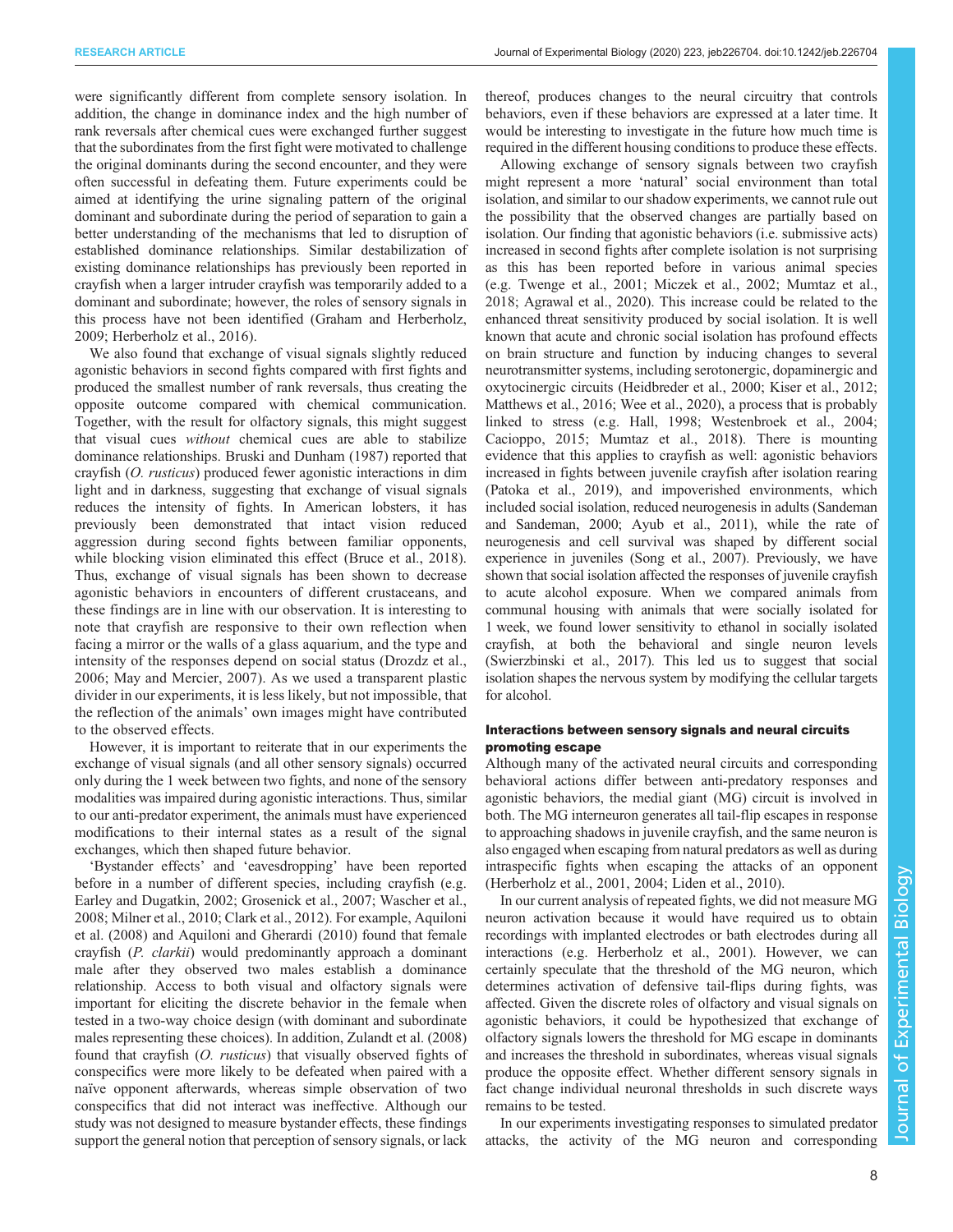were significantly different from complete sensory isolation. In addition, the change in dominance index and the high number of rank reversals after chemical cues were exchanged further suggest that the subordinates from the first fight were motivated to challenge the original dominants during the second encounter, and they were often successful in defeating them. Future experiments could be aimed at identifying the urine signaling pattern of the original dominant and subordinate during the period of separation to gain a better understanding of the mechanisms that led to disruption of established dominance relationships. Similar destabilization of existing dominance relationships has previously been reported in crayfish when a larger intruder crayfish was temporarily added to a dominant and subordinate; however, the roles of sensory signals in this process have not been identified (Graham and Herberholz, 2009; Herberholz et al., 2016).

We also found that exchange of visual signals slightly reduced agonistic behaviors in second fights compared with first fights and produced the smallest number of rank reversals, thus creating the opposite outcome compared with chemical communication. Together, with the result for olfactory signals, this might suggest that visual cues *without* chemical cues are able to stabilize dominance relationships. Bruski and Dunham (1987) reported that crayfish (*O. rusticus*) produced fewer agonistic interactions in dim light and in darkness, suggesting that exchange of visual signals reduces the intensity of fights. In American lobsters, it has previously been demonstrated that intact vision reduced aggression during second fights between familiar opponents, while blocking vision eliminated this effect (Bruce et al., 2018). Thus, exchange of visual signals has been shown to decrease agonistic behaviors in encounters of different crustaceans, and these findings are in line with our observation. It is interesting to note that crayfish are responsive to their own reflection when facing a mirror or the walls of a glass aquarium, and the type and intensity of the responses depend on social status (Drozdz et al., 2006; May and Mercier, 2007). As we used a transparent plastic divider in our experiments, it is less likely, but not impossible, that the reflection of the animals' own images might have contributed to the observed effects.

However, it is important to reiterate that in our experiments the exchange of visual signals (and all other sensory signals) occurred only during the 1 week between two fights, and none of the sensory modalities was impaired during agonistic interactions. Thus, similar to our anti-predator experiment, the animals must have experienced modifications to their internal states as a result of the signal exchanges, which then shaped future behavior.

'Bystander effects' and 'eavesdropping' have been reported before in a number of different species, including crayfish (e.g. Earley and Dugatkin, 2002; Grosenick et al., 2007; Wascher et al., 2008; Milner et al., 2010; Clark et al., 2012). For example, Aquiloni et al. (2008) and Aquiloni and Gherardi (2010) found that female crayfish (*P. clarkii*) would predominantly approach a dominant male after they observed two males establish a dominance relationship. Access to both visual and olfactory signals were important for eliciting the discrete behavior in the female when tested in a two-way choice design (with dominant and subordinate males representing these choices). In addition, Zulandt et al. (2008) found that crayfish (*O. rusticus*) that visually observed fights of conspecifics were more likely to be defeated when paired with a naïve opponent afterwards, whereas simple observation of two conspecifics that did not interact was ineffective. Although our study was not designed to measure bystander effects, these findings support the general notion that perception of sensory signals, or lack thereof, produces changes to the neural circuitry that controls behaviors, even if these behaviors are expressed at a later time. It would be interesting to investigate in the future how much time is required in the different housing conditions to produce these effects.

Allowing exchange of sensory signals between two crayfish might represent a more 'natural' social environment than total isolation, and similar to our shadow experiments, we cannot rule out the possibility that the observed changes are partially based on isolation. Our finding that agonistic behaviors (i.e. submissive acts) increased in second fights after complete isolation is not surprising as this has been reported before in various animal species (e.g. Twenge et al., 2001; Miczek et al., 2002; Mumtaz et al., 2018; Agrawal et al., 2020). This increase could be related to the enhanced threat sensitivity produced by social isolation. It is well known that acute and chronic social isolation has profound effects on brain structure and function by inducing changes to several neurotransmitter systems, including serotonergic, dopaminergic and oxytocinergic circuits (Heidbreder et al., 2000; Kiser et al., 2012; Matthews et al., 2016; Wee et al., 2020), a process that is probably linked to stress (e.g. Hall, 1998; Westenbroek et al., 2004; Cacioppo, 2015; Mumtaz et al., 2018). There is mounting evidence that this applies to crayfish as well: agonistic behaviors increased in fights between juvenile crayfish after isolation rearing (Patoka et al., 2019), and impoverished environments, which included social isolation, reduced neurogenesis in adults (Sandeman and Sandeman, 2000; Ayub et al., 2011), while the rate of neurogenesis and cell survival was shaped by different social experience in juveniles (Song et al., 2007). Previously, we have shown that social isolation affected the responses of juvenile crayfish to acute alcohol exposure. When we compared animals from communal housing with animals that were socially isolated for 1 week, we found lower sensitivity to ethanol in socially isolated crayfish, at both the behavioral and single neuron levels (Swierzbinski et al., 2017). This led us to suggest that social isolation shapes the nervous system by modifying the cellular targets for alcohol.

### Interactions between sensory signals and neural circuits promoting escape

Although many of the activated neural circuits and corresponding behavioral actions differ between anti-predatory responses and agonistic behaviors, the medial giant (MG) circuit is involved in both. The MG interneuron generates all tail-flip escapes in response to approaching shadows in juvenile crayfish, and the same neuron is also engaged when escaping from natural predators as well as during intraspecific fights when escaping the attacks of an opponent (Herberholz et al., 2001, 2004; Liden et al., 2010).

In our current analysis of repeated fights, we did not measure MG neuron activation because it would have required us to obtain recordings with implanted electrodes or bath electrodes during all interactions (e.g. Herberholz et al., 2001). However, we can certainly speculate that the threshold of the MG neuron, which determines activation of defensive tail-flips during fights, was affected. Given the discrete roles of olfactory and visual signals on agonistic behaviors, it could be hypothesized that exchange of olfactory signals lowers the threshold for MG escape in dominants and increases the threshold in subordinates, whereas visual signals produce the opposite effect. Whether different sensory signals in fact change individual neuronal thresholds in such discrete ways remains to be tested.

In our experiments investigating responses to simulated predator attacks, the activity of the MG neuron and corresponding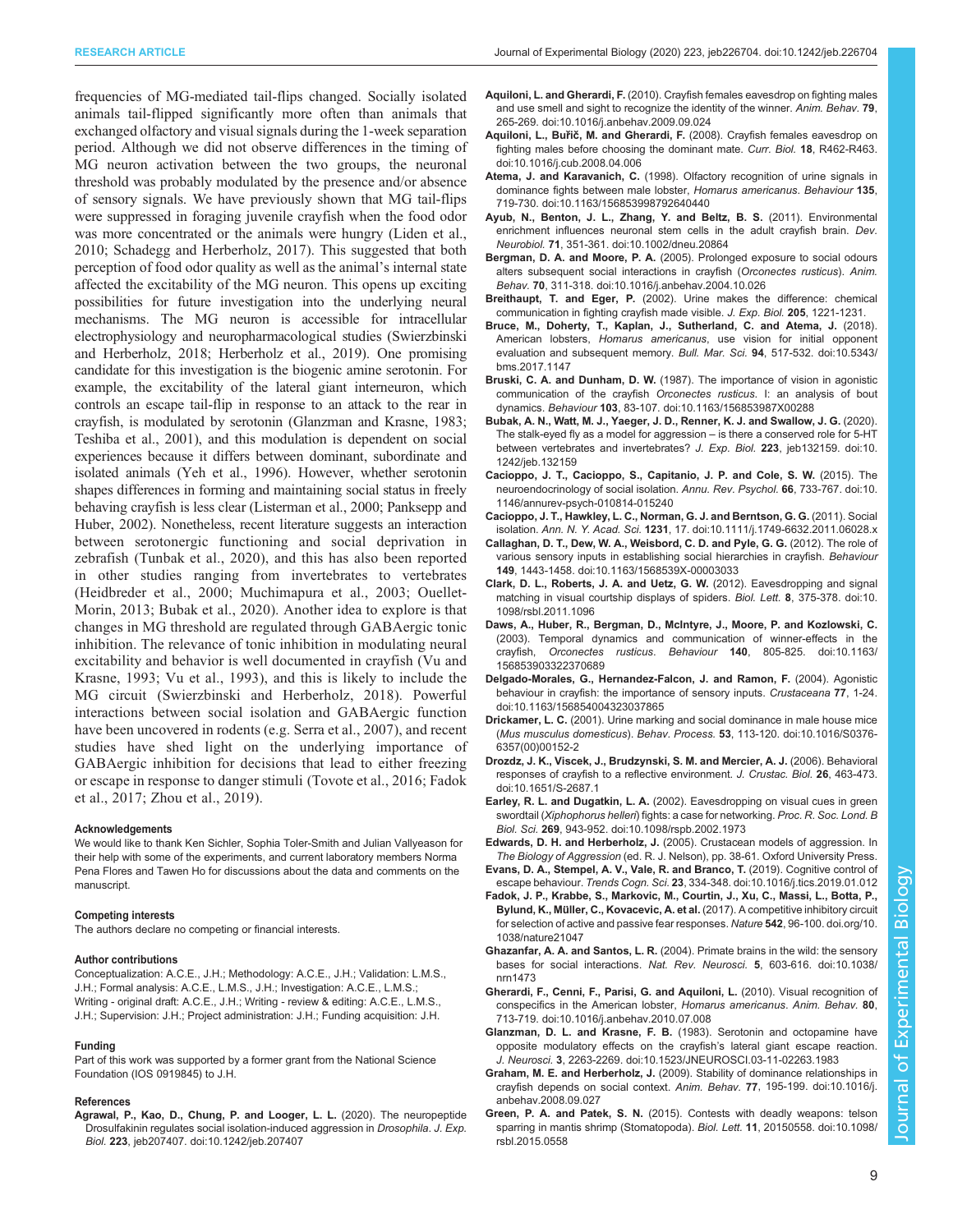frequencies of MG-mediated tail-flips changed. Socially isolated animals tail-flipped significantly more often than animals that exchanged olfactory and visual signals during the 1-week separation period. Although we did not observe differences in the timing of MG neuron activation between the two groups, the neuronal threshold was probably modulated by the presence and/or absence of sensory signals. We have previously shown that MG tail-flips were suppressed in foraging juvenile crayfish when the food odor was more concentrated or the animals were hungry (Liden et al., 2010; Schadegg and Herberholz, 2017). This suggested that both perception of food odor quality as well as the animal's internal state affected the excitability of the MG neuron. This opens up exciting possibilities for future investigation into the underlying neural mechanisms. The MG neuron is accessible for intracellular electrophysiology and neuropharmacological studies (Swierzbinski and Herberholz, 2018; Herberholz et al., 2019). One promising candidate for this investigation is the biogenic amine serotonin. For example, the excitability of the lateral giant interneuron, which controls an escape tail-flip in response to an attack to the rear in crayfish, is modulated by serotonin (Glanzman and Krasne, 1983; Teshiba et al., 2001), and this modulation is dependent on social experiences because it differs between dominant, subordinate and isolated animals (Yeh et al., 1996). However, whether serotonin shapes differences in forming and maintaining social status in freely behaving crayfish is less clear (Listerman et al., 2000; Panksepp and Huber, 2002). Nonetheless, recent literature suggests an interaction between serotonergic functioning and social deprivation in zebrafish (Tunbak et al., 2020), and this has also been reported in other studies ranging from invertebrates to vertebrates (Heidbreder et al., 2000; Muchimapura et al., 2003; Ouellet-Morin, 2013; Bubak et al., 2020). Another idea to explore is that changes in MG threshold are regulated through GABAergic tonic inhibition. The relevance of tonic inhibition in modulating neural excitability and behavior is well documented in crayfish (Vu and Krasne, 1993; Vu et al., 1993), and this is likely to include the MG circuit (Swierzbinski and Herberholz, 2018). Powerful interactions between social isolation and GABAergic function have been uncovered in rodents (e.g. Serra et al., 2007), and recent studies have shed light on the underlying importance of GABAergic inhibition for decisions that lead to either freezing or escape in response to danger stimuli (Tovote et al., 2016; Fadok et al., 2017; Zhou et al., 2019).

#### Acknowledgements

We would like to thank Ken Sichler, Sophia Toler-Smith and Julian Vallyeason for their help with some of the experiments, and current laboratory members Norma Pena Flores and Tawen Ho for discussions about the data and comments on the manuscript.

#### Competing interests

The authors declare no competing or financial interests.

#### Author contributions

Conceptualization: A.C.E., J.H.; Methodology: A.C.E., J.H.; Validation: L.M.S., J.H.; Formal analysis: A.C.E., L.M.S., J.H.; Investigation: A.C.E., L.M.S.; Writing - original draft: A.C.E., J.H.; Writing - review & editing: A.C.E., L.M.S., J.H.; Supervision: J.H.; Project administration: J.H.; Funding acquisition: J.H.

#### Funding

Part of this work was supported by a former grant from the National Science Foundation (IOS 0919845) to J.H.

#### References

**Agrawal, P., Kao, D., Chung, P. and Looger, L. L.** (2020). The neuropeptide Drosulfakinin regulates social isolation-induced aggression in *Drosophila*. *J. Exp. Biol.* **223**, jeb207407. doi:10.1242/jeb.207407

**Aquiloni, L. and Gherardi, F.** (2010). Crayfish females eavesdrop on fighting males and use smell and sight to recognize the identity of the winner. *Anim. Behav.* **79**, 265-269. doi:10.1016/j.anbehav.2009.09.024

**Aquiloni, L., Buřič, M. and Gherardi, F.** (2008). Crayfish females eavesdrop on fighting males before choosing the dominant mate. *Curr. Biol.* **18**, R462-R463. doi:10.1016/j.cub.2008.04.006

**Atema, J. and Karavanich, C.** (1998). Olfactory recognition of urine signals in dominance fights between male lobster, *Homarus americanus*. *Behaviour* **135**, 719-730. doi:10.1163/156853998792640440

**Ayub, N., Benton, J. L., Zhang, Y. and Beltz, B. S.** (2011). Environmental enrichment influences neuronal stem cells in the adult crayfish brain. *Dev. Neurobiol.* **71**, 351-361. doi:10.1002/dneu.20864

**Bergman, D. A. and Moore, P. A.** (2005). Prolonged exposure to social odours alters subsequent social interactions in crayfish (*Orconectes rusticus*). *Anim. Behav.* **70**, 311-318. doi:10.1016/j.anbehav.2004.10.026

**Breithaupt, T. and Eger, P.** (2002). Urine makes the difference: chemical communication in fighting crayfish made visible. *J. Exp. Biol.* **205**, 1221-1231.

**Bruce, M., Doherty, T., Kaplan, J., Sutherland, C. and Atema, J.** (2018). American lobsters, *Homarus americanus*, use vision for initial opponent evaluation and subsequent memory. *Bull. Mar. Sci.* **94**, 517-532. doi:10.5343/bms.2017.1147

**Bruski, C. A. and Dunham, D. W.** (1987). The importance of vision in agonistic communication of the crayfish *Orconectes rusticus*. I: an analysis of bout dynamics. *Behaviour* **103**, 83-107. doi:10.1163/156853987X00288

**Bubak, A. N., Watt, M. J., Yaeger, J. D., Renner, K. J. and Swallow, J. G.** (2020). The stalk-eyed fly as a model for aggression – is there a conserved role for 5-HT between vertebrates and invertebrates? *J. Exp. Biol.* **223**, jeb132159. doi:10.1242/jeb.132159

**Cacioppo, J. T., Cacioppo, S., Capitanio, J. P. and Cole, S. W.** (2015). The neuroendocrinology of social isolation. *Annu. Rev. Psychol.* **66**, 733-767. doi:10.1146/annurev-psych-010814-015240

**Cacioppo, J. T., Hawkley, L. C., Norman, G. J. and Berntson, G. G.** (2011). Social isolation. *Ann. N. Y. Acad. Sci.* **1231**, 17. doi:10.1111/j.1749-6632.2011.06028.x

**Callaghan, D. T., Dew, W. A., Weisbord, C. D. and Pyle, G. G.** (2012). The role of various sensory inputs in establishing social hierarchies in crayfish. *Behaviour* **149**, 1443-1458. doi:10.1163/1568539X-00003033

**Clark, D. L., Roberts, J. A. and Uetz, G. W.** (2012). Eavesdropping and signal matching in visual courtship displays of spiders. *Biol. Lett.* **8**, 375-378. doi:10.1098/rsbl.2011.1096

**Daws, A., Huber, R., Bergman, D., McIntyre, J., Moore, P. and Kozlowski, C.** (2003). Temporal dynamics and communication of winner-effects in the crayfish, *Orconectes rusticus*. *Behaviour* **140**, 805-825. doi:10.1163/156853903322370689

**Delgado-Morales, G., Hernandez-Falcon, J. and Ramon, F.** (2004). Agonistic behaviour in crayfish: the importance of sensory inputs. *Crustaceana* **77**, 1-24. doi:10.1163/156854004323037865

**Drickamer, L. C.** (2001). Urine marking and social dominance in male house mice (*Mus musculus domesticus*). *Behav. Process.* **53**, 113-120. doi:10.1016/S0376-6357(00)00152-2

**Drozdz, J. K., Viscek, J., Brudzynski, S. M. and Mercier, A. J.** (2006). Behavioral responses of crayfish to a reflective environment. *J. Crustac. Biol.* **26**, 463-473. doi:10.1651/S-2687.1

**Earley, R. L. and Dugatkin, L. A.** (2002). Eavesdropping on visual cues in green swordtail (*Xiphophorus helleri*) fights: a case for networking. *Proc. R. Soc. Lond. B Biol. Sci.* **269**, 943-952. doi:10.1098/rspb.2002.1973

**Edwards, D. H. and Herberholz, J.** (2005). Crustacean models of aggression. In *The Biology of Aggression* (ed. R. J. Nelson), pp. 38-61. Oxford University Press.

**Evans, D. A., Stempel, A. V., Vale, R. and Branco, T.** (2019). Cognitive control of escape behaviour. *Trends Cogn. Sci.* **23**, 334-348. doi:10.1016/j.tics.2019.01.012

**Fadok, J. P., Krabbe, S., Markovic, M., Courtin, J., Xu, C., Massi, L., Botta, P., Bylund, K., Müller, C., Kovacevic, A. et al.** (2017). A competitive inhibitory circuit for selection of active and passive fear responses. *Nature* **542**, 96-100. doi.org/10.1038/nature21047

**Ghazanfar, A. A. and Santos, L. R.** (2004). Primate brains in the wild: the sensory bases for social interactions. *Nat. Rev. Neurosci.* **5**, 603-616. doi:10.1038/nrn1473

**Gherardi, F., Cenni, F., Parisi, G. and Aquiloni, L.** (2010). Visual recognition of conspecifics in the American lobster, *Homarus americanus*. *Anim. Behav.* **80**, 713-719. doi:10.1016/j.anbehav.2010.07.008

**Glanzman, D. L. and Krasne, F. B.** (1983). Serotonin and octopamine have opposite modulatory effects on the crayfish's lateral giant escape reaction. *J. Neurosci.* **3**, 2263-2269. doi:10.1523/JNEUROSCI.03-11-02263.1983

**Graham, M. E. and Herberholz, J.** (2009). Stability of dominance relationships in crayfish depends on social context. *Anim. Behav.* **77**, 195-199. doi:10.1016/j.anbehav.2008.09.027

**Green, P. A. and Patek, S. N.** (2015). Contests with deadly weapons: telson sparring in mantis shrimp (Stomatopoda). *Biol. Lett.* **11**, 20150558. doi:10.1098/rsbl.2015.0558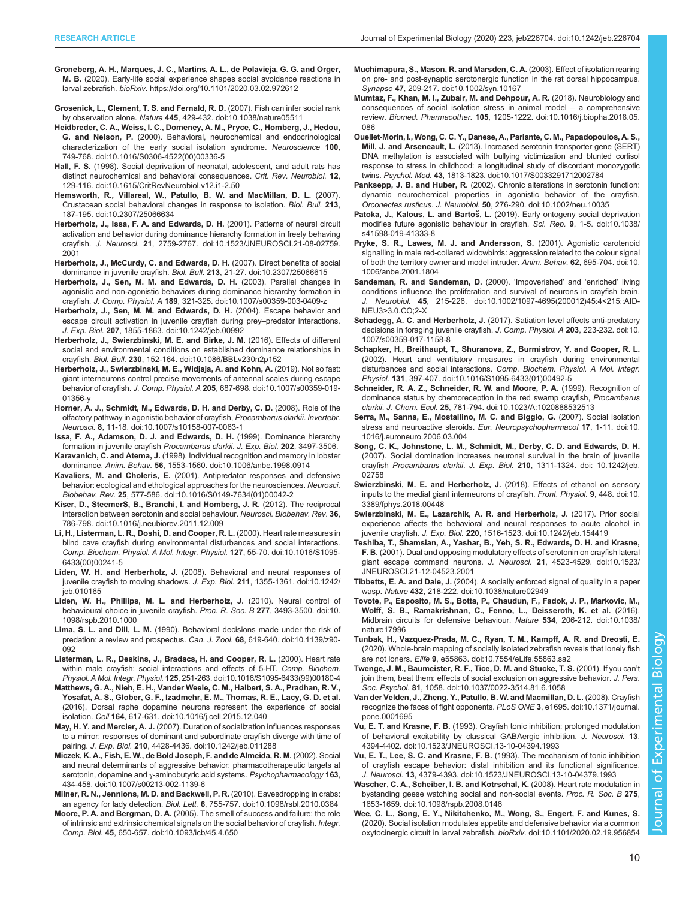**Groneberg, A. H., Marques, J. C., Martins, A. L., de Polavieja, G. G. and Orger, M. B.** (2020). Early-life social experience shapes social avoidance reactions in larval zebrafish. *bioRxiv*. https://doi.org/10.1101/2020.03.02.972612

**Grosenick, L., Clement, T. S. and Fernald, R. D.** (2007). Fish can infer social rank by observation alone. *Nature* **445**, 429-432. doi:10.1038/nature05511

**Heidbreder, C. A., Weiss, I. C., Domeney, A. M., Pryce, C., Homberg, J., Hedou, G. and Nelson, P.** (2000). Behavioral, neurochemical and endocrinological characterization of the early social isolation syndrome. *Neuroscience* **100**, 749-768. doi:10.1016/S0306-4522(00)00336-5

**Hall, F. S.** (1998). Social deprivation of neonatal, adolescent, and adult rats has distinct neurochemical and behavioral consequences. *Crit. Rev. Neurobiol.* **12**, 129-116. doi:10.1615/CritRevNeurobiol.v12.i1-2.50

**Hemsworth, R., Villareal, W., Patullo, B. W. and MacMillan, D. L.** (2007). Crustacean social behavioral changes in response to isolation. *Biol. Bull.* **213**, 187-195. doi:10.2307/25066634

**Herberholz, J., Issa, F. A. and Edwards, D. H.** (2001). Patterns of neural circuit activation and behavior during dominance hierarchy formation in freely behaving crayfish. *J. Neurosci.* **21**, 2759-2767. doi:10.1523/JNEUROSCI.21-08-02759.2001

**Herberholz, J., McCurdy, C. and Edwards, D. H.** (2007). Direct benefits of social dominance in juvenile crayfish. *Biol. Bull.* **213**, 21-27. doi:10.2307/25066615

**Herberholz, J., Sen, M. M. and Edwards, D. H.** (2003). Parallel changes in agonistic and non-agonistic behaviors during dominance hierarchy formation in crayfish. *J. Comp. Physiol. A* **189**, 321-325. doi:10.1007/s00359-003-0409-z

**Herberholz, J., Sen, M. M. and Edwards, D. H.** (2004). Escape behavior and escape circuit activation in juvenile crayfish during prey–predator interactions. *J. Exp. Biol.* **207**, 1855-1863. doi:10.1242/jeb.00992

**Herberholz, J., Swierzbinski, M. E. and Birke, J. M.** (2016). Effects of different social and environmental conditions on established dominance relationships in crayfish. *Biol. Bull.* **230**, 152-164. doi:10.1086/BBLv230n2p152

**Herberholz, J., Swierzbinski, M. E., Widjaja, A. and Kohn, A.** (2019). Not so fast: giant interneurons control precise movements of antennal scales during escape behavior of crayfish. *J. Comp. Physiol. A* **205**, 687-698. doi:10.1007/s00359-019-01356-y

**Horner, A. J., Schmidt, M., Edwards, D. H. and Derby, C. D.** (2008). Role of the olfactory pathway in agonistic behavior of crayfish, *Procambarus clarkii*. *Invertebr. Neurosci.* **8**, 11-18. doi:10.1007/s10158-007-0063-1

**Issa, F. A., Adamson, D. J. and Edwards, D. H.** (1999). Dominance hierarchy formation in juvenile crayfish *Procambarus clarkii*. *J. Exp. Biol.* **202**, 3497-3506.

**Karavanich, C. and Atema, J.** (1998). Individual recognition and memory in lobster dominance. *Anim. Behav.* **56**, 1553-1560. doi:10.1006/anbe.1998.0914

**Kavaliers, M. and Choleris, E.** (2001). Antipredator responses and defensive behavior: ecological and ethological approaches for the neurosciences. *Neurosci. Biobehav. Rev.* **25**, 577-586. doi:10.1016/S0149-7634(01)00042-2

**Kiser, D., SteemerS, B., Branchi, I. and Homberg, J. R.** (2012). The reciprocal interaction between serotonin and social behaviour. *Neurosci. Biobehav. Rev.* **36**, 786-798. doi:10.1016/j.neubiorev.2011.12.009

**Li, H., Listerman, L. R., Doshi, D. and Cooper, R. L.** (2000). Heart rate measures in blind cave crayfish during environmental disturbances and social interactions. *Comp. Biochem. Physiol. A Mol. Integr. Physiol.* **127**, 55-70. doi:10.1016/S1095-6433(00)00241-5

**Liden, W. H. and Herberholz, J.** (2008). Behavioral and neural responses of juvenile crayfish to moving shadows. *J. Exp. Biol.* **211**, 1355-1361. doi:10.1242/jeb.010165

**Liden, W. H., Phillips, M. L. and Herberholz, J.** (2010). Neural control of behavioural choice in juvenile crayfish. *Proc. R. Soc. B* **277**, 3493-3500. doi:10.1098/rspb.2010.1000

**Lima, S. L. and Dill, L. M.** (1990). Behavioral decisions made under the risk of predation: a review and prospectus. *Can. J. Zool.* **68**, 619-640. doi:10.1139/z90-092

**Listerman, L. R., Deskins, J., Bradacs, H. and Cooper, R. L.** (2000). Heart rate within male crayfish: social interactions and effects of 5-HT. *Comp. Biochem. Physiol. A Mol. Integr. Physiol.* **125**, 251-263. doi:10.1016/S1095-6433(99)00180-4

**Matthews, G. A., Nieh, E. H., Vander Weele, C. M., Halbert, S. A., Pradhan, R. V., Yosafat, A. S., Glober, G. F., Izadmehr, E. M., Thomas, R. E., Lacy, G. D. et al.** (2016). Dorsal raphe dopamine neurons represent the experience of social isolation. *Cell* **164**, 617-631. doi:10.1016/j.cell.2015.12.040

**May, H. Y. and Mercier, A. J.** (2007). Duration of socialization influences responses to a mirror: responses of dominant and subordinate crayfish diverge with time of pairing. *J. Exp. Biol.* **210**, 4428-4436. doi:10.1242/jeb.011288

**Miczek, K. A., Fish, E. W., de Bold Joseph, F. and de Almeida, R. M.** (2002). Social and neural determinants of aggressive behavior: pharmacotherapeutic targets at serotonin, dopamine and γ-aminobutyric acid systems. *Psychopharmacology* **163**, 434-458. doi:10.1007/s00213-002-1139-6

**Milner, R. N., Jennions, M. D. and Backwell, P. R.** (2010). Eavesdropping in crabs: an agency for lady detection. *Biol. Lett.* **6**, 755-757. doi:10.1098/rsbl.2010.0384

**Moore, P. A. and Bergman, D. A.** (2005). The smell of success and failure: the role of intrinsic and extrinsic chemical signals on the social behavior of crayfish. *Integr. Comp. Biol.* **45**, 650-657. doi:10.1093/icb/45.4.650

**Muchimapura, S., Mason, R. and Marsden, C. A.** (2003). Effect of isolation rearing on pre- and post-synaptic serotonergic function in the rat dorsal hippocampus. *Synapse* **47**, 209-217. doi:10.1002/syn.10167

**Mumtaz, F., Khan, M. I., Zubair, M. and Dehpour, A. R.** (2018). Neurobiology and consequences of social isolation stress in animal model – a comprehensive review. *Biomed. Pharmacother.* **105**, 1205-1222. doi:10.1016/j.biopha.2018.05.086

**Ouellet-Morin, I., Wong, C. C. Y., Danese, A., Pariante, C. M., Papadopoulos, A. S., Mill, J. and Arseneault, L.** (2013). Increased serotonin transporter gene (SERT) DNA methylation is associated with bullying victimization and blunted cortisol response to stress in childhood: a longitudinal study of discordant monozygotic twins. *Psychol. Med.* **43**, 1813-1823. doi:10.1017/S0033291712002784

**Panksepp, J. B. and Huber, R.** (2002). Chronic alterations in serotonin function: dynamic neurochemical properties in agonistic behavior of the crayfish, *Orconectes rusticus*. *J. Neurobiol.* **50**, 276-290. doi:10.1002/neu.10035

**Patoka, J., Kalous, L. and Bartoš, L.** (2019). Early ontogeny social deprivation modifies future agonistic behaviour in crayfish. *Sci. Rep.* **9**, 1-5. doi:10.1038/s41598-019-41333-8

**Pryke, S. R., Lawes, M. J. and Andersson, S.** (2001). Agonistic carotenoid signalling in male red-collared widowbirds: aggression related to the colour signal of both the territory owner and model intruder. *Anim. Behav.* **62**, 695-704. doi:10.1006/anbe.2001.1804

**Sandeman, R. and Sandeman, D.** (2000). 'Impoverished' and 'enriched' living conditions influence the proliferation and survival of neurons in crayfish brain. *J. Neurobiol.* **45**, 215-226. doi:10.1002/1097-4695(200012)45:4<215::AID-NEU3>3.0.CO;2-X

**Schadegg, A. C. and Herberholz, J.** (2017). Satiation level affects anti-predatory decisions in foraging juvenile crayfish. *J. Comp. Physiol. A* **203**, 223-232. doi:10.1007/s00359-017-1158-8

**Schapker, H., Breithaupt, T., Shuranova, Z., Burmistrov, Y. and Cooper, R. L.** (2002). Heart and ventilatory measures in crayfish during environmental disturbances and social interactions. *Comp. Biochem. Physiol. A Mol. Integr. Physiol.* **131**, 397-407. doi:10.1016/S1095-6433(01)00492-5

**Schneider, R. A. Z., Schneider, R. W. and Moore, P. A.** (1999). Recognition of dominance status by chemoreception in the red swamp crayfish, *Procambarus clarkii*. *J. Chem. Ecol.* **25**, 781-794. doi:10.1023/A:1020888532513

**Serra, M., Sanna, E., Mostallino, M. C. and Biggio, G.** (2007). Social isolation stress and neuroactive steroids. *Eur. Neuropsychopharmacol* **17**, 1-11. doi:10.1016/j.euroneuro.2006.03.004

**Song, C. K., Johnstone, L. M., Schmidt, M., Derby, C. D. and Edwards, D. H.** (2007). Social domination increases neuronal survival in the brain of juvenile crayfish *Procambarus clarkii*. *J. Exp. Biol.* **210**, 1311-1324. doi: 10.1242/jeb.02758

**Swierzbinski, M. E. and Herberholz, J.** (2018). Effects of ethanol on sensory inputs to the medial giant interneurons of crayfish. *Front. Physiol.* **9**, 448. doi:10.3389/fphys.2018.00448

**Swierzbinski, M. E., Lazarchik, A. R. and Herberholz, J.** (2017). Prior social experience affects the behavioral and neural responses to acute alcohol in juvenile crayfish. *J. Exp. Biol.* **220**, 1516-1523. doi:10.1242/jeb.154419

**Teshiba, T., Shamsian, A., Yashar, B., Yeh, S. R., Edwards, D. H. and Krasne, F. B.** (2001). Dual and opposing modulatory effects of serotonin on crayfish lateral giant escape command neurons. *J. Neurosci.* **21**, 4523-4529. doi:10.1523/JNEUROSCI.21-12-04523.2001

**Tibbetts, E. A. and Dale, J.** (2004). A socially enforced signal of quality in a paper wasp. *Nature* **432**, 218-222. doi:10.1038/nature02949

**Tovote, P., Esposito, M. S., Botta, P., Chaudun, F., Fadok, J. P., Markovic, M., Wolff, S. B., Ramakrishnan, C., Fenno, L., Deisseroth, K. et al.** (2016). Midbrain circuits for defensive behaviour. *Nature* **534**, 206-212. doi:10.1038/nature17996

**Tunbak, H., Vazquez-Prada, M. C., Ryan, T. M., Kampff, A. R. and Dreosti, E.** (2020). Whole-brain mapping of socially isolated zebrafish reveals that lonely fish are not loners. *Elife* **9**, e55863. doi:10.7554/eLife.55863.sa2

**Twenge, J. M., Baumeister, R. F., Tice, D. M. and Stucke, T. S.** (2001). If you can't join them, beat them: effects of social exclusion on aggressive behavior. *J. Pers. Soc. Psychol.* **81**, 1058. doi:10.1037/0022-3514.81.6.1058

**Van der Velden, J., Zheng, Y., Patullo, B. W. and Macmillan, D. L.** (2008). Crayfish recognize the faces of fight opponents. *PLoS ONE* **3**, e1695. doi:10.1371/journal.pone.0001695

**Vu, E. T. and Krasne, F. B.** (1993). Crayfish tonic inhibition: prolonged modulation of behavioral excitability by classical GABAergic inhibition. *J. Neurosci.* **13**, 4394-4402. doi:10.1523/JNEUROSCI.13-10-04394.1993

**Vu, E. T., Lee, S. C. and Krasne, F. B.** (1993). The mechanism of tonic inhibition of crayfish escape behavior: distal inhibition and its functional significance. *J. Neurosci.* **13**, 4379-4393. doi:10.1523/JNEUROSCI.13-10-04379.1993

**Wascher, C. A., Scheiber, I. B. and Kotrschal, K.** (2008). Heart rate modulation in bystanding geese watching social and non-social events. *Proc. R. Soc. B* **275**, 1653-1659. doi:10.1098/rspb.2008.0146

**Wee, C. L., Song, E. Y., Nikitchenko, M., Wong, S., Engert, F. and Kunes, S.** (2020). Social isolation modulates appetite and defensive behavior via a common oxytocinergic circuit in larval zebrafish. *bioRxiv*. doi:10.1101/2020.02.19.956854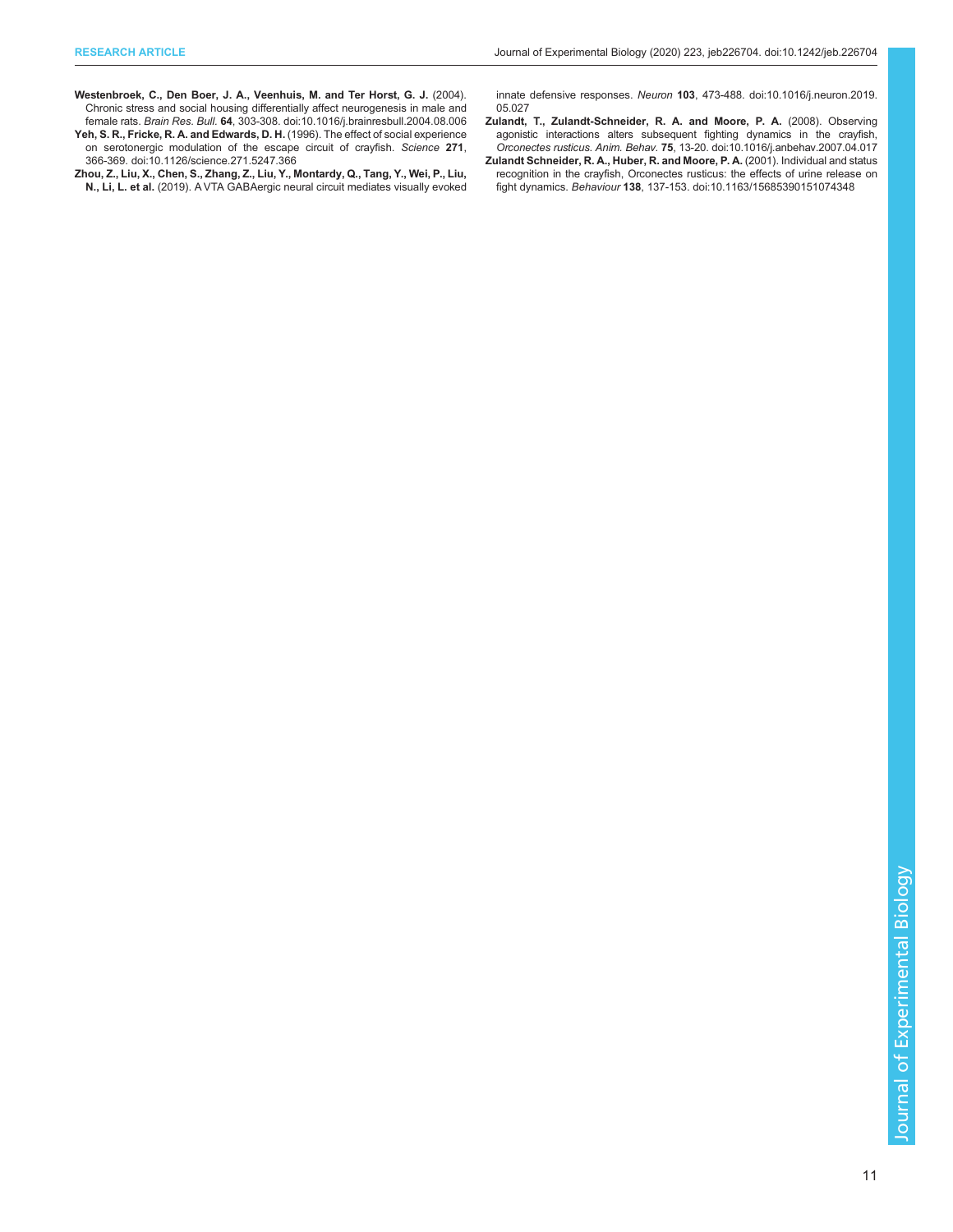**Westenbroek, C., Den Boer, J. A., Veenhuis, M. and Ter Horst, G. J.** (2004). Chronic stress and social housing differentially affect neurogenesis in male and female rats. *Brain Res. Bull.* **64**, 303-308. doi:10.1016/j.brainresbull.2004.08.006

**Yeh, S. R., Fricke, R. A. and Edwards, D. H.** (1996). The effect of social experience on serotonergic modulation of the escape circuit of crayfish. *Science* **271**, 366-369. doi:10.1126/science.271.5247.366

**Zhou, Z., Liu, X., Chen, S., Zhang, Z., Liu, Y., Montardy, Q., Tang, Y., Wei, P., Liu, N., Li, L. et al.** (2019). A VTA GABAergic neural circuit mediates visually evoked innate defensive responses. *Neuron* **103**, 473-488. doi:10.1016/j.neuron.2019.05.027

**Zulandt, T., Zulandt-Schneider, R. A. and Moore, P. A.** (2008). Observing agonistic interactions alters subsequent fighting dynamics in the crayfish, *Orconectes rusticus*. *Anim. Behav.* **75**, 13-20. doi:10.1016/j.anbehav.2007.04.017

**Zulandt Schneider, R. A., Huber, R. and Moore, P. A.** (2001). Individual and status recognition in the crayfish, Orconectes rusticus: the effects of urine release on fight dynamics. *Behaviour* **138**, 137-153. doi:10.1163/15685390151074348